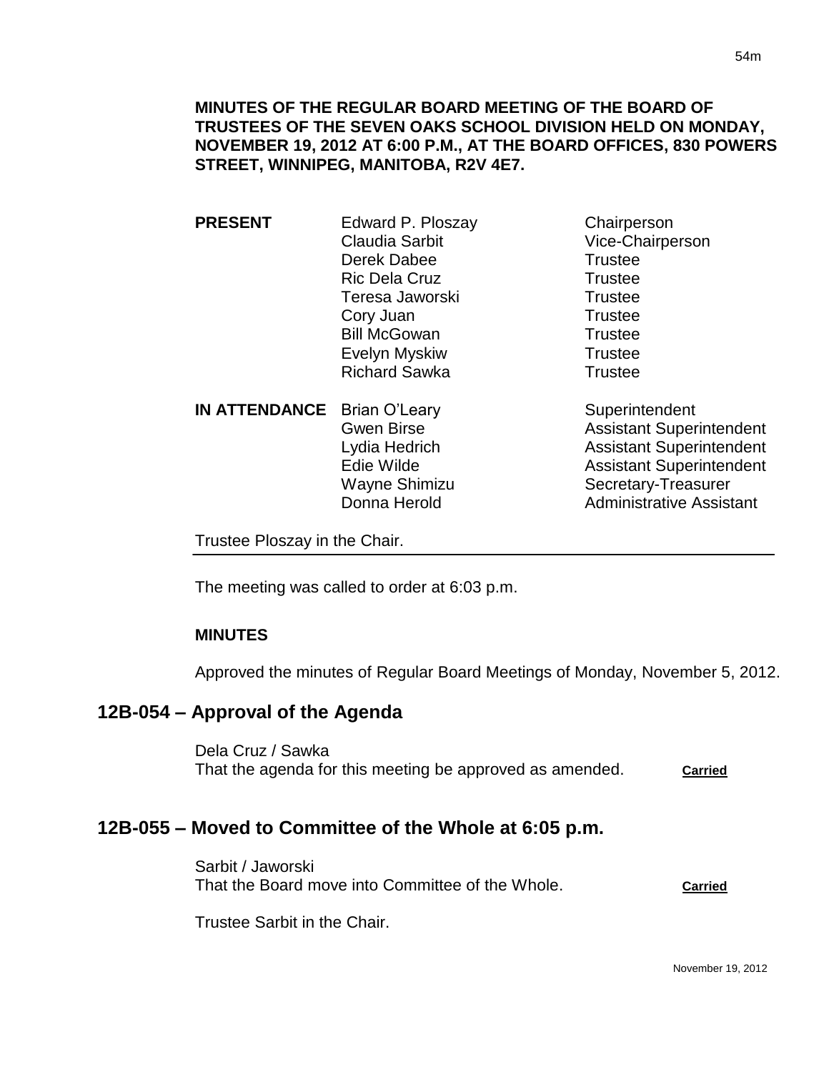**MINUTES OF THE REGULAR BOARD MEETING OF THE BOARD OF TRUSTEES OF THE SEVEN OAKS SCHOOL DIVISION HELD ON MONDAY, NOVEMBER 19, 2012 AT 6:00 P.M., AT THE BOARD OFFICES, 830 POWERS STREET, WINNIPEG, MANITOBA, R2V 4E7.**

| | | |
|---|---|---|
| **PRESENT** | Edward P. Ploszay | Chairperson |
| | Claudia Sarbit | Vice-Chairperson |
| | Derek Dabee | Trustee |
| | Ric Dela Cruz | Trustee |
| | Teresa Jaworski | Trustee |
| | Cory Juan | Trustee |
| | Bill McGowan | Trustee |
| | Evelyn Myskiw | Trustee |
| | Richard Sawka | Trustee |
| **IN ATTENDANCE** | Brian O'Leary | Superintendent |
| | Gwen Birse | Assistant Superintendent |
| | Lydia Hedrich | Assistant Superintendent |
| | Edie Wilde | Assistant Superintendent |
| | Wayne Shimizu | Secretary-Treasurer |
| | Donna Herold | Administrative Assistant |

Trustee Ploszay in the Chair.

The meeting was called to order at 6:03 p.m.

**MINUTES**

Approved the minutes of Regular Board Meetings of Monday, November 5, 2012.

## 12B-054 – Approval of the Agenda

Dela Cruz / Sawka
That the agenda for this meeting be approved as amended. **Carried**

## 12B-055 – Moved to Committee of the Whole at 6:05 p.m.

Sarbit / Jaworski
That the Board move into Committee of the Whole. **Carried**

Trustee Sarbit in the Chair.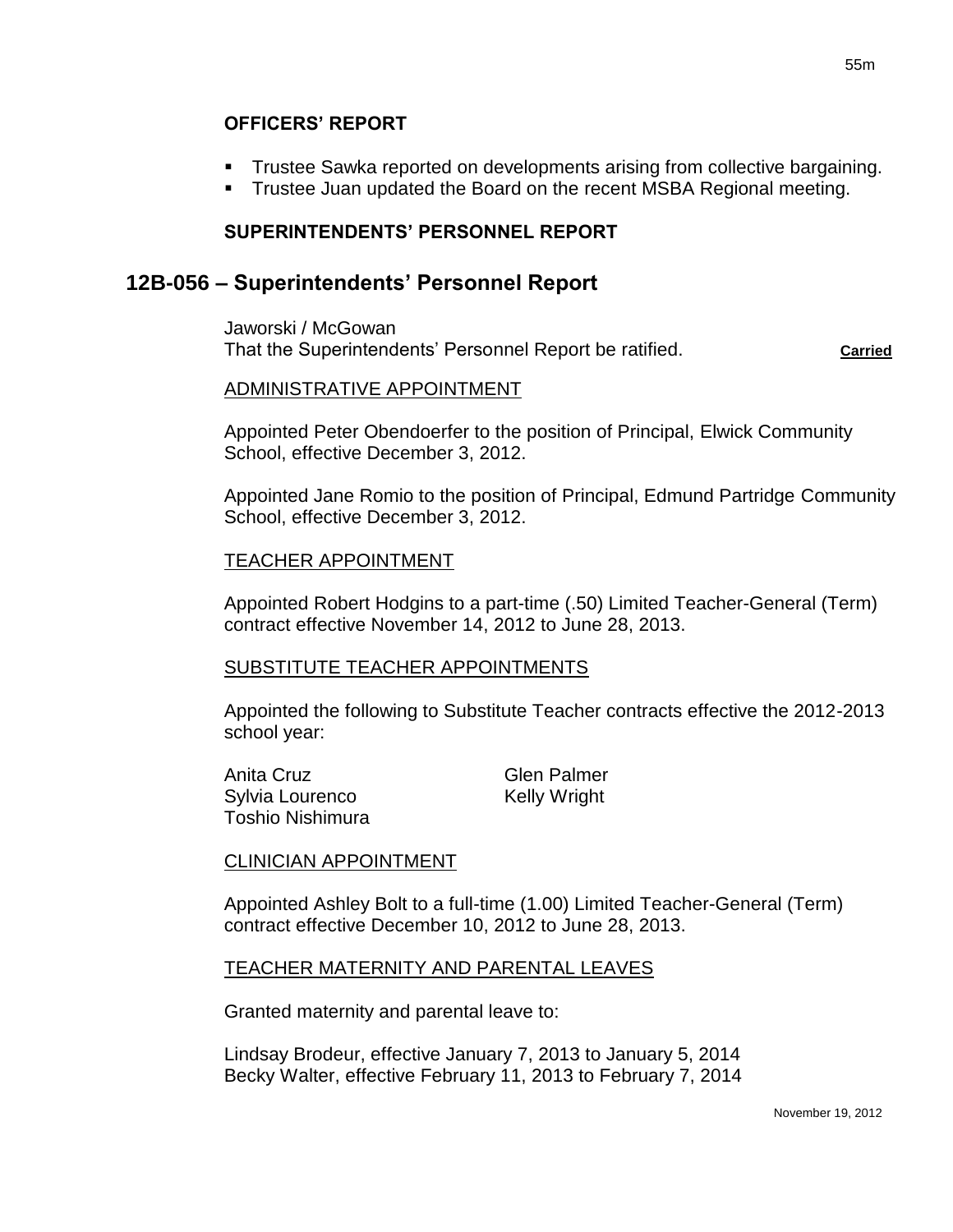**OFFICERS' REPORT**

- Trustee Sawka reported on developments arising from collective bargaining.
- Trustee Juan updated the Board on the recent MSBA Regional meeting.

**SUPERINTENDENTS' PERSONNEL REPORT**

## 12B-056 – Superintendents' Personnel Report

Jaworski / McGowan
That the Superintendents' Personnel Report be ratified. **Carried**

ADMINISTRATIVE APPOINTMENT

Appointed Peter Obendoerfer to the position of Principal, Elwick Community School, effective December 3, 2012.

Appointed Jane Romio to the position of Principal, Edmund Partridge Community School, effective December 3, 2012.

TEACHER APPOINTMENT

Appointed Robert Hodgins to a part-time (.50) Limited Teacher-General (Term) contract effective November 14, 2012 to June 28, 2013.

SUBSTITUTE TEACHER APPOINTMENTS

Appointed the following to Substitute Teacher contracts effective the 2012-2013 school year:

Anita Cruz
Sylvia Lourenco
Toshio Nishimura
Glen Palmer
Kelly Wright

CLINICIAN APPOINTMENT

Appointed Ashley Bolt to a full-time (1.00) Limited Teacher-General (Term) contract effective December 10, 2012 to June 28, 2013.

TEACHER MATERNITY AND PARENTAL LEAVES

Granted maternity and parental leave to:

Lindsay Brodeur, effective January 7, 2013 to January 5, 2014
Becky Walter, effective February 11, 2013 to February 7, 2014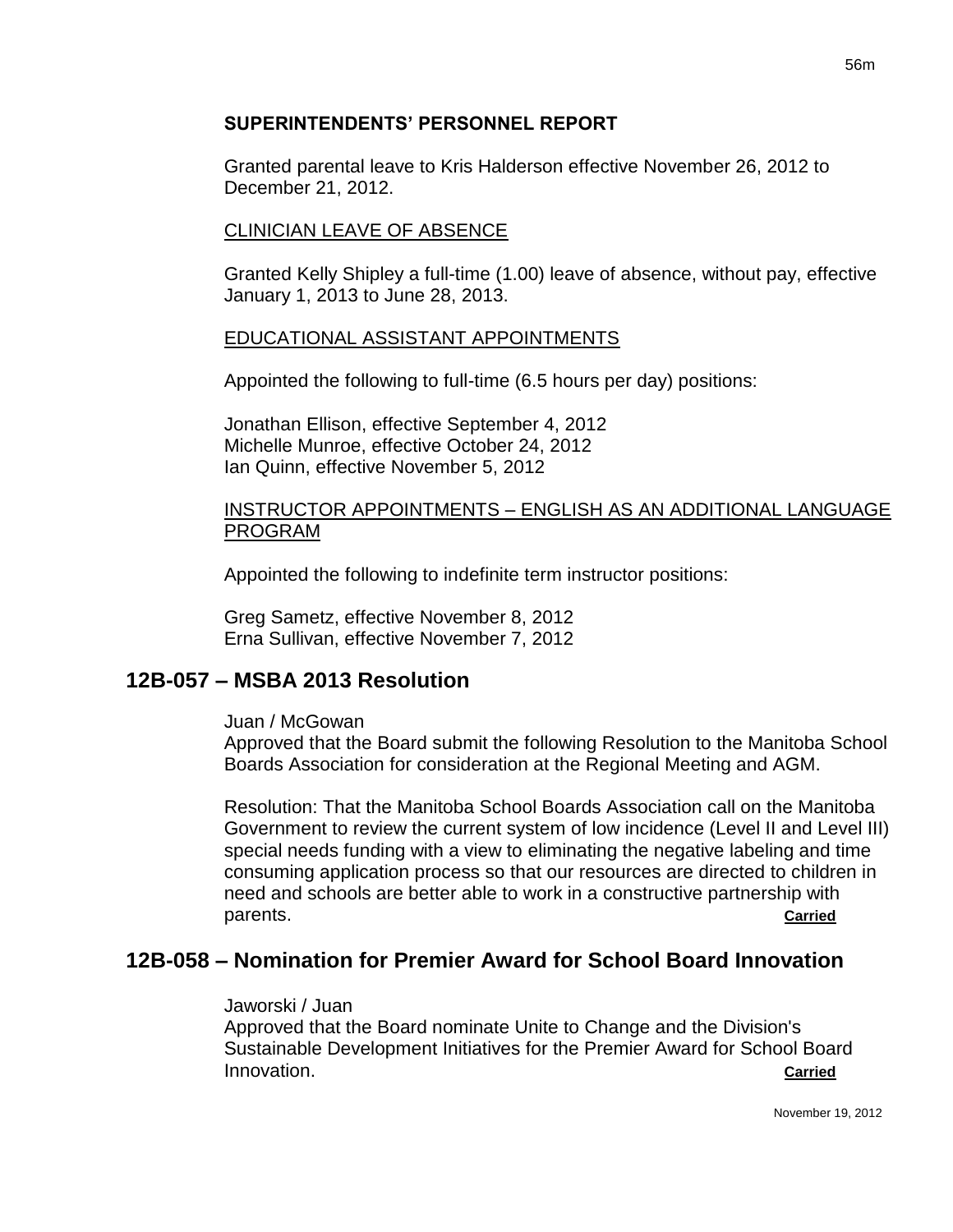**SUPERINTENDENTS' PERSONNEL REPORT**

Granted parental leave to Kris Halderson effective November 26, 2012 to December 21, 2012.

CLINICIAN LEAVE OF ABSENCE

Granted Kelly Shipley a full-time (1.00) leave of absence, without pay, effective January 1, 2013 to June 28, 2013.

EDUCATIONAL ASSISTANT APPOINTMENTS

Appointed the following to full-time (6.5 hours per day) positions:

Jonathan Ellison, effective September 4, 2012
Michelle Munroe, effective October 24, 2012
Ian Quinn, effective November 5, 2012

INSTRUCTOR APPOINTMENTS – ENGLISH AS AN ADDITIONAL LANGUAGE PROGRAM

Appointed the following to indefinite term instructor positions:

Greg Sametz, effective November 8, 2012
Erna Sullivan, effective November 7, 2012

## 12B-057 – MSBA 2013 Resolution

Juan / McGowan
Approved that the Board submit the following Resolution to the Manitoba School Boards Association for consideration at the Regional Meeting and AGM.

Resolution: That the Manitoba School Boards Association call on the Manitoba Government to review the current system of low incidence (Level II and Level III) special needs funding with a view to eliminating the negative labeling and time consuming application process so that our resources are directed to children in need and schools are better able to work in a constructive partnership with parents. **Carried**

## 12B-058 – Nomination for Premier Award for School Board Innovation

Jaworski / Juan
Approved that the Board nominate Unite to Change and the Division's Sustainable Development Initiatives for the Premier Award for School Board Innovation. **Carried**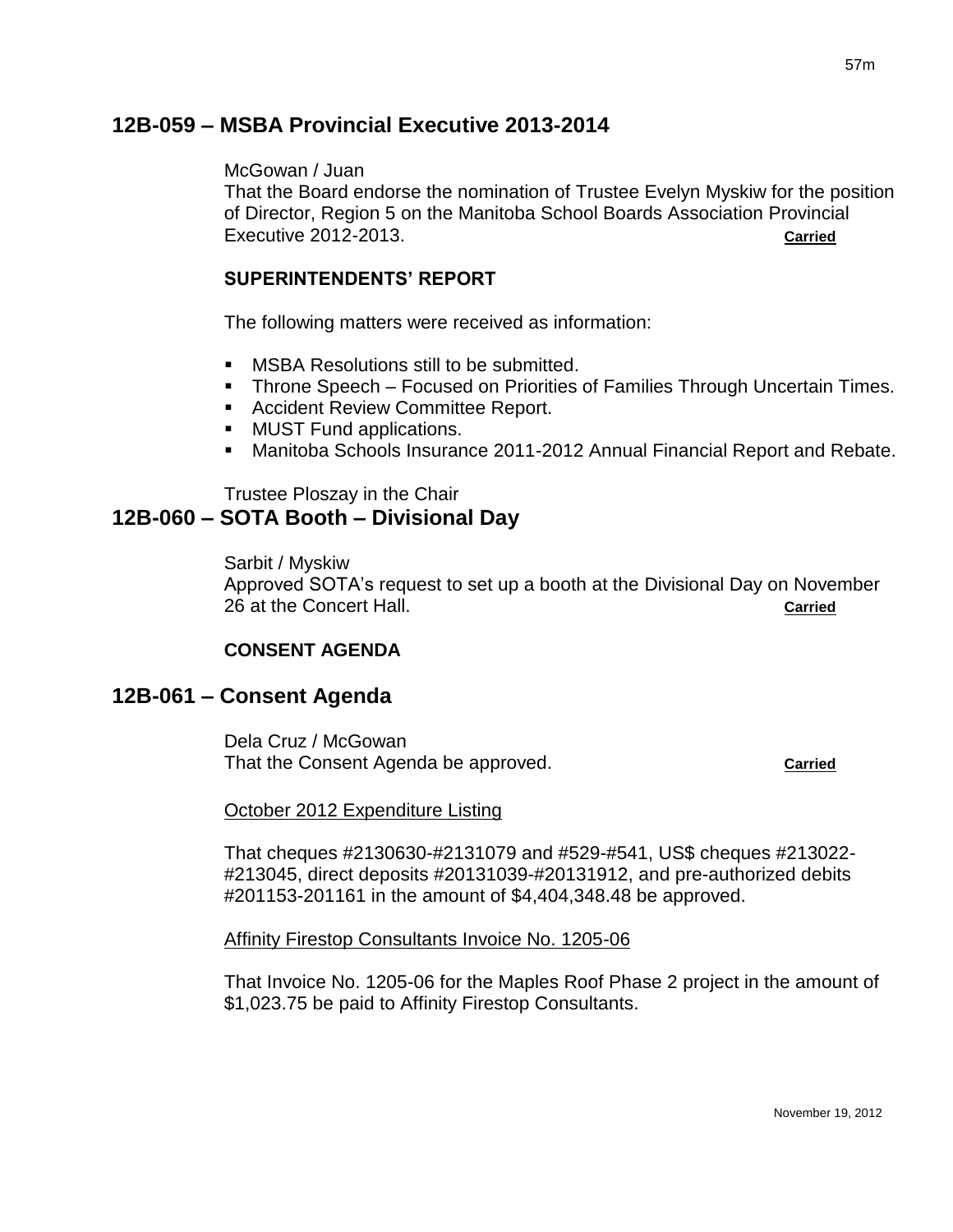## 12B-059 – MSBA Provincial Executive 2013-2014

McGowan / Juan
That the Board endorse the nomination of Trustee Evelyn Myskiw for the position of Director, Region 5 on the Manitoba School Boards Association Provincial Executive 2012-2013. **Carried**

**SUPERINTENDENTS' REPORT**

The following matters were received as information:

- MSBA Resolutions still to be submitted.
- Throne Speech – Focused on Priorities of Families Through Uncertain Times.
- Accident Review Committee Report.
- MUST Fund applications.
- Manitoba Schools Insurance 2011-2012 Annual Financial Report and Rebate.

Trustee Ploszay in the Chair

## 12B-060 – SOTA Booth – Divisional Day

Sarbit / Myskiw
Approved SOTA's request to set up a booth at the Divisional Day on November 26 at the Concert Hall. **Carried**

**CONSENT AGENDA**

## 12B-061 – Consent Agenda

Dela Cruz / McGowan
That the Consent Agenda be approved. **Carried**

October 2012 Expenditure Listing

That cheques #2130630-#2131079 and #529-#541, US$ cheques #213022-#213045, direct deposits #20131039-#20131912, and pre-authorized debits #201153-201161 in the amount of $4,404,348.48 be approved.

Affinity Firestop Consultants Invoice No. 1205-06

That Invoice No. 1205-06 for the Maples Roof Phase 2 project in the amount of $1,023.75 be paid to Affinity Firestop Consultants.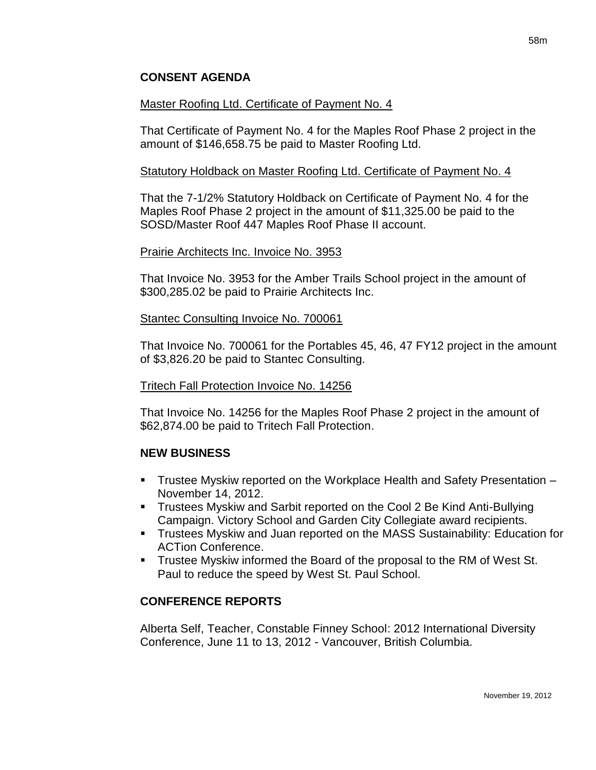## CONSENT AGENDA

Master Roofing Ltd. Certificate of Payment No. 4

That Certificate of Payment No. 4 for the Maples Roof Phase 2 project in the amount of $146,658.75 be paid to Master Roofing Ltd.

Statutory Holdback on Master Roofing Ltd. Certificate of Payment No. 4

That the 7-1/2% Statutory Holdback on Certificate of Payment No. 4 for the Maples Roof Phase 2 project in the amount of $11,325.00 be paid to the SOSD/Master Roof 447 Maples Roof Phase II account.

Prairie Architects Inc. Invoice No. 3953

That Invoice No. 3953 for the Amber Trails School project in the amount of $300,285.02 be paid to Prairie Architects Inc.

Stantec Consulting Invoice No. 700061

That Invoice No. 700061 for the Portables 45, 46, 47 FY12 project in the amount of $3,826.20 be paid to Stantec Consulting.

Tritech Fall Protection Invoice No. 14256

That Invoice No. 14256 for the Maples Roof Phase 2 project in the amount of $62,874.00 be paid to Tritech Fall Protection.

## NEW BUSINESS

- Trustee Myskiw reported on the Workplace Health and Safety Presentation – November 14, 2012.
- Trustees Myskiw and Sarbit reported on the Cool 2 Be Kind Anti-Bullying Campaign. Victory School and Garden City Collegiate award recipients.
- Trustees Myskiw and Juan reported on the MASS Sustainability: Education for ACTion Conference.
- Trustee Myskiw informed the Board of the proposal to the RM of West St. Paul to reduce the speed by West St. Paul School.

## CONFERENCE REPORTS

Alberta Self, Teacher, Constable Finney School: 2012 International Diversity Conference, June 11 to 13, 2012 - Vancouver, British Columbia.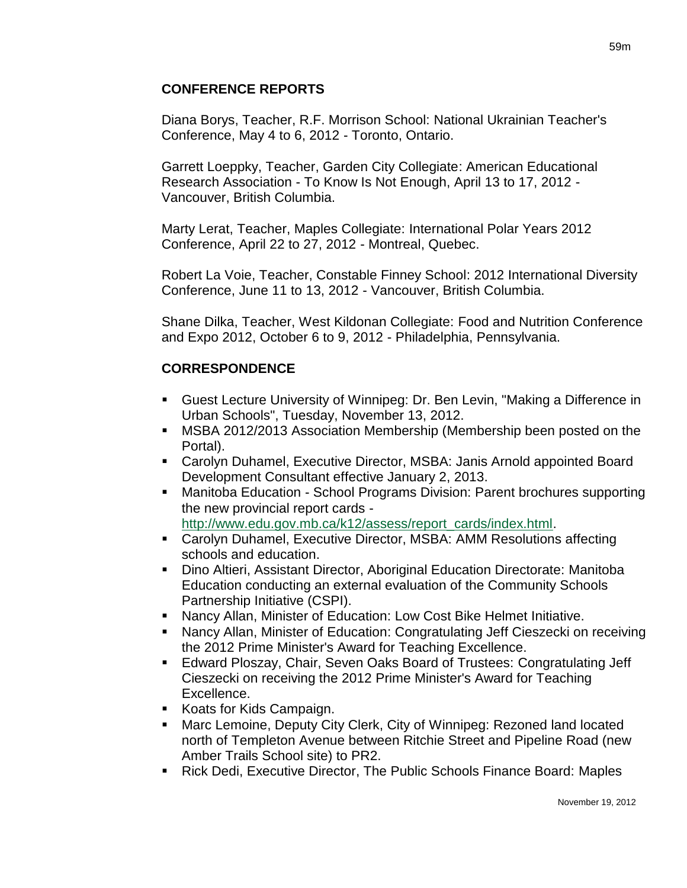## CONFERENCE REPORTS

Diana Borys, Teacher, R.F. Morrison School: National Ukrainian Teacher's Conference, May 4 to 6, 2012 - Toronto, Ontario.

Garrett Loeppky, Teacher, Garden City Collegiate: American Educational Research Association - To Know Is Not Enough, April 13 to 17, 2012 - Vancouver, British Columbia.

Marty Lerat, Teacher, Maples Collegiate: International Polar Years 2012 Conference, April 22 to 27, 2012 - Montreal, Quebec.

Robert La Voie, Teacher, Constable Finney School: 2012 International Diversity Conference, June 11 to 13, 2012 - Vancouver, British Columbia.

Shane Dilka, Teacher, West Kildonan Collegiate: Food and Nutrition Conference and Expo 2012, October 6 to 9, 2012 - Philadelphia, Pennsylvania.

## CORRESPONDENCE

- Guest Lecture University of Winnipeg: Dr. Ben Levin, "Making a Difference in Urban Schools", Tuesday, November 13, 2012.
- MSBA 2012/2013 Association Membership (Membership been posted on the Portal).
- Carolyn Duhamel, Executive Director, MSBA: Janis Arnold appointed Board Development Consultant effective January 2, 2013.
- Manitoba Education - School Programs Division: Parent brochures supporting the new provincial report cards - http://www.edu.gov.mb.ca/k12/assess/report_cards/index.html.
- Carolyn Duhamel, Executive Director, MSBA: AMM Resolutions affecting schools and education.
- Dino Altieri, Assistant Director, Aboriginal Education Directorate: Manitoba Education conducting an external evaluation of the Community Schools Partnership Initiative (CSPI).
- Nancy Allan, Minister of Education: Low Cost Bike Helmet Initiative.
- Nancy Allan, Minister of Education: Congratulating Jeff Cieszecki on receiving the 2012 Prime Minister's Award for Teaching Excellence.
- Edward Ploszay, Chair, Seven Oaks Board of Trustees: Congratulating Jeff Cieszecki on receiving the 2012 Prime Minister's Award for Teaching Excellence.
- Koats for Kids Campaign.
- Marc Lemoine, Deputy City Clerk, City of Winnipeg: Rezoned land located north of Templeton Avenue between Ritchie Street and Pipeline Road (new Amber Trails School site) to PR2.
- Rick Dedi, Executive Director, The Public Schools Finance Board: Maples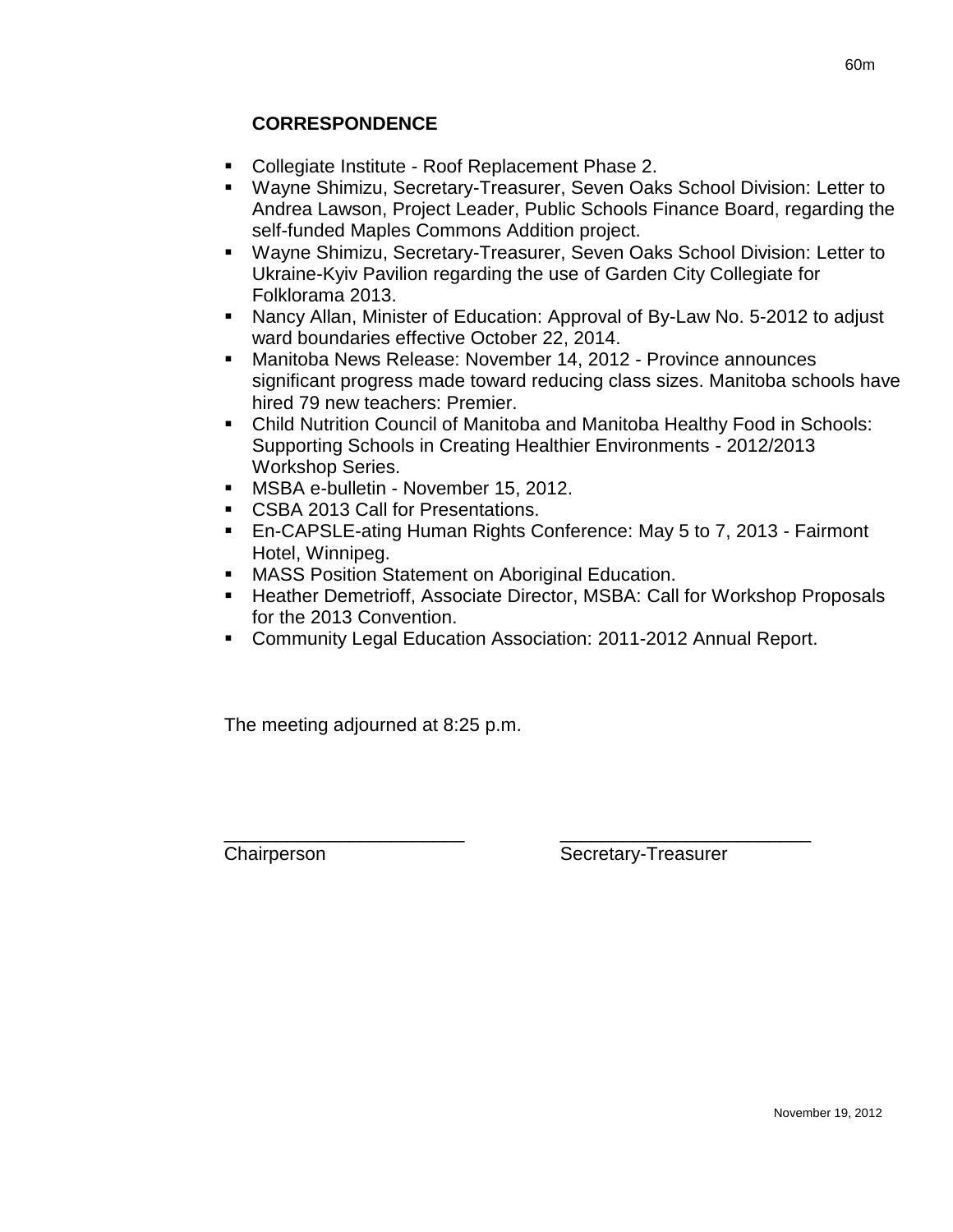**CORRESPONDENCE**

- Collegiate Institute - Roof Replacement Phase 2.
- Wayne Shimizu, Secretary-Treasurer, Seven Oaks School Division: Letter to Andrea Lawson, Project Leader, Public Schools Finance Board, regarding the self-funded Maples Commons Addition project.
- Wayne Shimizu, Secretary-Treasurer, Seven Oaks School Division: Letter to Ukraine-Kyiv Pavilion regarding the use of Garden City Collegiate for Folklorama 2013.
- Nancy Allan, Minister of Education: Approval of By-Law No. 5-2012 to adjust ward boundaries effective October 22, 2014.
- Manitoba News Release: November 14, 2012 - Province announces significant progress made toward reducing class sizes. Manitoba schools have hired 79 new teachers: Premier.
- Child Nutrition Council of Manitoba and Manitoba Healthy Food in Schools: Supporting Schools in Creating Healthier Environments - 2012/2013 Workshop Series.
- MSBA e-bulletin - November 15, 2012.
- CSBA 2013 Call for Presentations.
- En-CAPSLE-ating Human Rights Conference: May 5 to 7, 2013 - Fairmont Hotel, Winnipeg.
- MASS Position Statement on Aboriginal Education.
- Heather Demetrioff, Associate Director, MSBA: Call for Workshop Proposals for the 2013 Convention.
- Community Legal Education Association: 2011-2012 Annual Report.

The meeting adjourned at 8:25 p.m.

_______________________ _______________________

Chairperson Secretary-Treasurer